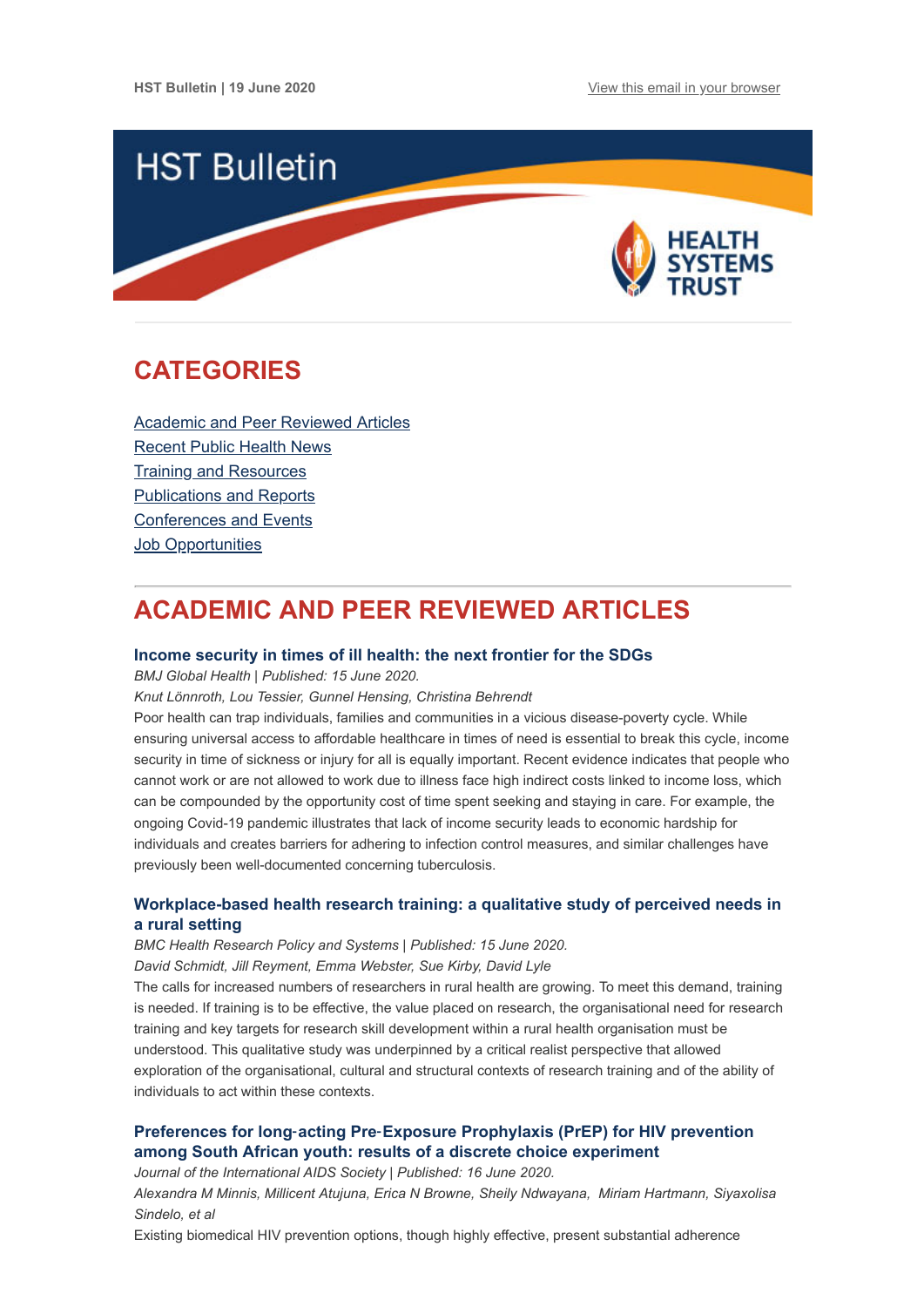HST Bulletin | 19 June 2020

View this email in your browser

# HST Bulletin

HEALTH SYSTEMS TRUST

## CATEGORIES

Academic and Peer Reviewed Articles
Recent Public Health News
Training and Resources
Publications and Reports
Conferences and Events
Job Opportunities

## ACADEMIC AND PEER REVIEWED ARTICLES

### Income security in times of ill health: the next frontier for the SDGs

*BMJ Global Health | Published: 15 June 2020.*

*Knut Lönnroth, Lou Tessier, Gunnel Hensing, Christina Behrendt*

Poor health can trap individuals, families and communities in a vicious disease-poverty cycle. While ensuring universal access to affordable healthcare in times of need is essential to break this cycle, income security in time of sickness or injury for all is equally important. Recent evidence indicates that people who cannot work or are not allowed to work due to illness face high indirect costs linked to income loss, which can be compounded by the opportunity cost of time spent seeking and staying in care. For example, the ongoing Covid-19 pandemic illustrates that lack of income security leads to economic hardship for individuals and creates barriers for adhering to infection control measures, and similar challenges have previously been well-documented concerning tuberculosis.

### Workplace-based health research training: a qualitative study of perceived needs in a rural setting

*BMC Health Research Policy and Systems | Published: 15 June 2020.*

*David Schmidt, Jill Reyment, Emma Webster, Sue Kirby, David Lyle*

The calls for increased numbers of researchers in rural health are growing. To meet this demand, training is needed. If training is to be effective, the value placed on research, the organisational need for research training and key targets for research skill development within a rural health organisation must be understood. This qualitative study was underpinned by a critical realist perspective that allowed exploration of the organisational, cultural and structural contexts of research training and of the ability of individuals to act within these contexts.

### Preferences for long-acting Pre-Exposure Prophylaxis (PrEP) for HIV prevention among South African youth: results of a discrete choice experiment

*Journal of the International AIDS Society | Published: 16 June 2020.*

*Alexandra M Minnis, Millicent Atujuna, Erica N Browne, Sheily Ndwayana, Miriam Hartmann, Siyaxolisa Sindelo, et al*

Existing biomedical HIV prevention options, though highly effective, present substantial adherence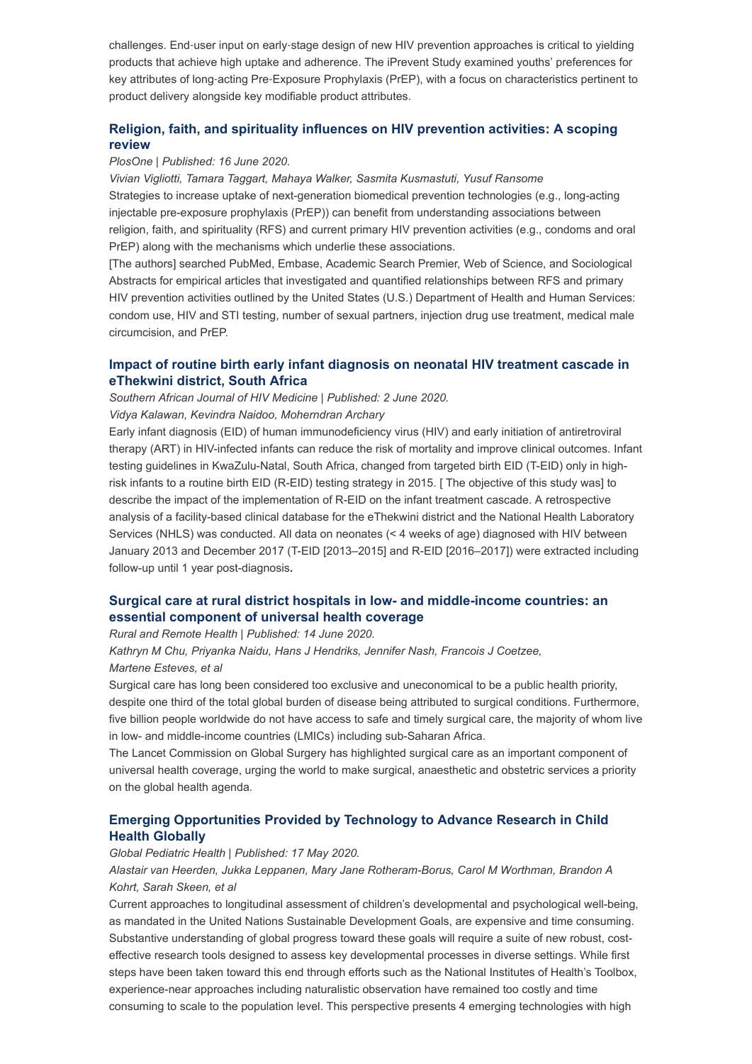challenges. End-user input on early-stage design of new HIV prevention approaches is critical to yielding products that achieve high uptake and adherence. The iPrevent Study examined youths' preferences for key attributes of long-acting Pre-Exposure Prophylaxis (PrEP), with a focus on characteristics pertinent to product delivery alongside key modifiable product attributes.

### Religion, faith, and spirituality influences on HIV prevention activities: A scoping review

*PlosOne | Published: 16 June 2020.*

*Vivian Vigliotti, Tamara Taggart, Mahaya Walker, Sasmita Kusmastuti, Yusuf Ransome*

Strategies to increase uptake of next-generation biomedical prevention technologies (e.g., long-acting injectable pre-exposure prophylaxis (PrEP)) can benefit from understanding associations between religion, faith, and spirituality (RFS) and current primary HIV prevention activities (e.g., condoms and oral PrEP) along with the mechanisms which underlie these associations.

[The authors] searched PubMed, Embase, Academic Search Premier, Web of Science, and Sociological Abstracts for empirical articles that investigated and quantified relationships between RFS and primary HIV prevention activities outlined by the United States (U.S.) Department of Health and Human Services: condom use, HIV and STI testing, number of sexual partners, injection drug use treatment, medical male circumcision, and PrEP.

### Impact of routine birth early infant diagnosis on neonatal HIV treatment cascade in eThekwini district, South Africa

*Southern African Journal of HIV Medicine | Published: 2 June 2020.*

*Vidya Kalawan, Kevindra Naidoo, Moherndran Archary*

Early infant diagnosis (EID) of human immunodeficiency virus (HIV) and early initiation of antiretroviral therapy (ART) in HIV-infected infants can reduce the risk of mortality and improve clinical outcomes. Infant testing guidelines in KwaZulu-Natal, South Africa, changed from targeted birth EID (T-EID) only in high-risk infants to a routine birth EID (R-EID) testing strategy in 2015. [ The objective of this study was] to describe the impact of the implementation of R-EID on the infant treatment cascade. A retrospective analysis of a facility-based clinical database for the eThekwini district and the National Health Laboratory Services (NHLS) was conducted. All data on neonates (< 4 weeks of age) diagnosed with HIV between January 2013 and December 2017 (T-EID [2013–2015] and R-EID [2016–2017]) were extracted including follow-up until 1 year post-diagnosis.

### Surgical care at rural district hospitals in low- and middle-income countries: an essential component of universal health coverage

*Rural and Remote Health | Published: 14 June 2020.*

*Kathryn M Chu, Priyanka Naidu, Hans J Hendriks, Jennifer Nash, Francois J Coetzee, Martene Esteves, et al*

Surgical care has long been considered too exclusive and uneconomical to be a public health priority, despite one third of the total global burden of disease being attributed to surgical conditions. Furthermore, five billion people worldwide do not have access to safe and timely surgical care, the majority of whom live in low- and middle-income countries (LMICs) including sub-Saharan Africa.

The Lancet Commission on Global Surgery has highlighted surgical care as an important component of universal health coverage, urging the world to make surgical, anaesthetic and obstetric services a priority on the global health agenda.

### Emerging Opportunities Provided by Technology to Advance Research in Child Health Globally

*Global Pediatric Health | Published: 17 May 2020.*

*Alastair van Heerden, Jukka Leppanen, Mary Jane Rotheram-Borus, Carol M Worthman, Brandon A Kohrt, Sarah Skeen, et al*

Current approaches to longitudinal assessment of children's developmental and psychological well-being, as mandated in the United Nations Sustainable Development Goals, are expensive and time consuming. Substantive understanding of global progress toward these goals will require a suite of new robust, cost-effective research tools designed to assess key developmental processes in diverse settings. While first steps have been taken toward this end through efforts such as the National Institutes of Health's Toolbox, experience-near approaches including naturalistic observation have remained too costly and time consuming to scale to the population level. This perspective presents 4 emerging technologies with high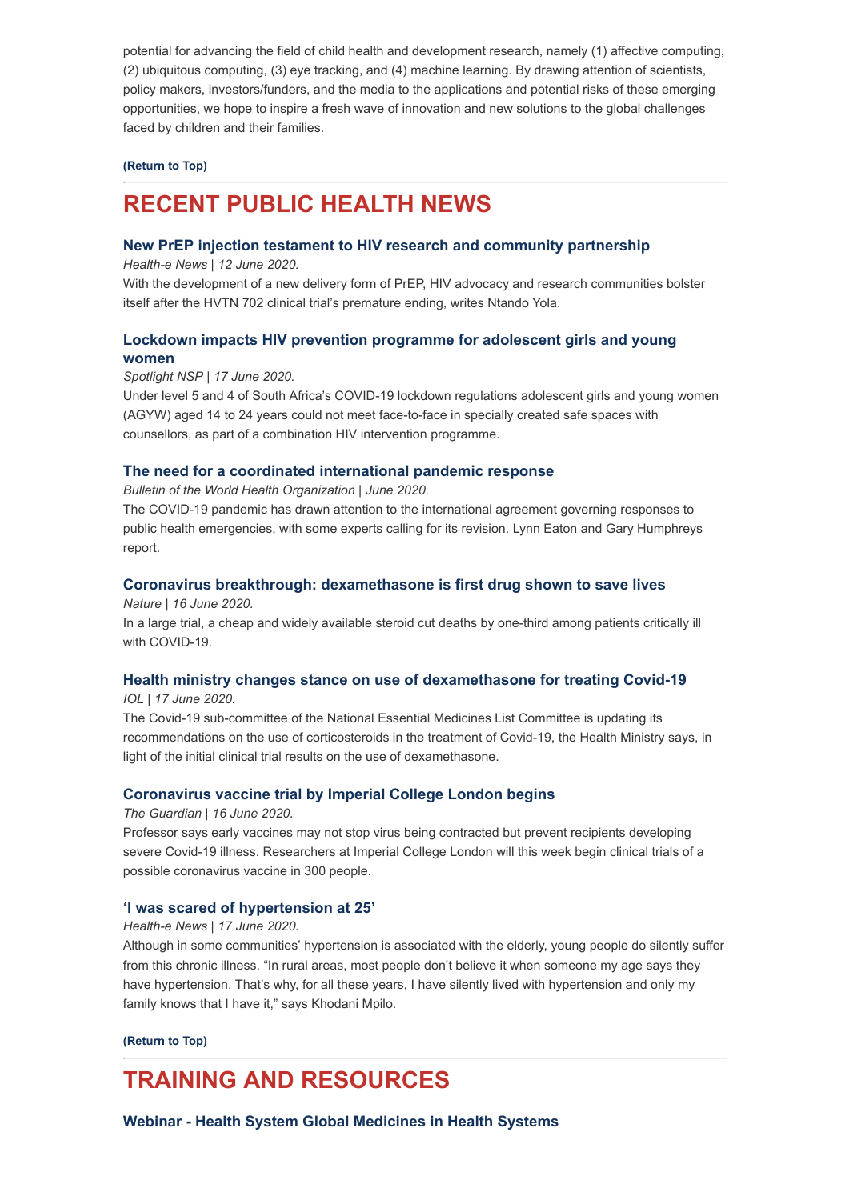potential for advancing the field of child health and development research, namely (1) affective computing, (2) ubiquitous computing, (3) eye tracking, and (4) machine learning. By drawing attention of scientists, policy makers, investors/funders, and the media to the applications and potential risks of these emerging opportunities, we hope to inspire a fresh wave of innovation and new solutions to the global challenges faced by children and their families.

**(Return to Top)**

# RECENT PUBLIC HEALTH NEWS

### New PrEP injection testament to HIV research and community partnership

*Health-e News | 12 June 2020.*

With the development of a new delivery form of PrEP, HIV advocacy and research communities bolster itself after the HVTN 702 clinical trial's premature ending, writes Ntando Yola.

### Lockdown impacts HIV prevention programme for adolescent girls and young women

*Spotlight NSP | 17 June 2020.*

Under level 5 and 4 of South Africa's COVID-19 lockdown regulations adolescent girls and young women (AGYW) aged 14 to 24 years could not meet face-to-face in specially created safe spaces with counsellors, as part of a combination HIV intervention programme.

### The need for a coordinated international pandemic response

*Bulletin of the World Health Organization | June 2020.*

The COVID-19 pandemic has drawn attention to the international agreement governing responses to public health emergencies, with some experts calling for its revision. Lynn Eaton and Gary Humphreys report.

### Coronavirus breakthrough: dexamethasone is first drug shown to save lives

*Nature | 16 June 2020.*

In a large trial, a cheap and widely available steroid cut deaths by one-third among patients critically ill with COVID-19.

### Health ministry changes stance on use of dexamethasone for treating Covid-19

*IOL | 17 June 2020.*

The Covid-19 sub-committee of the National Essential Medicines List Committee is updating its recommendations on the use of corticosteroids in the treatment of Covid-19, the Health Ministry says, in light of the initial clinical trial results on the use of dexamethasone.

### Coronavirus vaccine trial by Imperial College London begins

*The Guardian | 16 June 2020.*

Professor says early vaccines may not stop virus being contracted but prevent recipients developing severe Covid-19 illness. Researchers at Imperial College London will this week begin clinical trials of a possible coronavirus vaccine in 300 people.

### 'I was scared of hypertension at 25'

*Health-e News | 17 June 2020.*

Although in some communities' hypertension is associated with the elderly, young people do silently suffer from this chronic illness. "In rural areas, most people don't believe it when someone my age says they have hypertension. That's why, for all these years, I have silently lived with hypertension and only my family knows that I have it," says Khodani Mpilo.

**(Return to Top)**

# TRAINING AND RESOURCES

### Webinar - Health System Global Medicines in Health Systems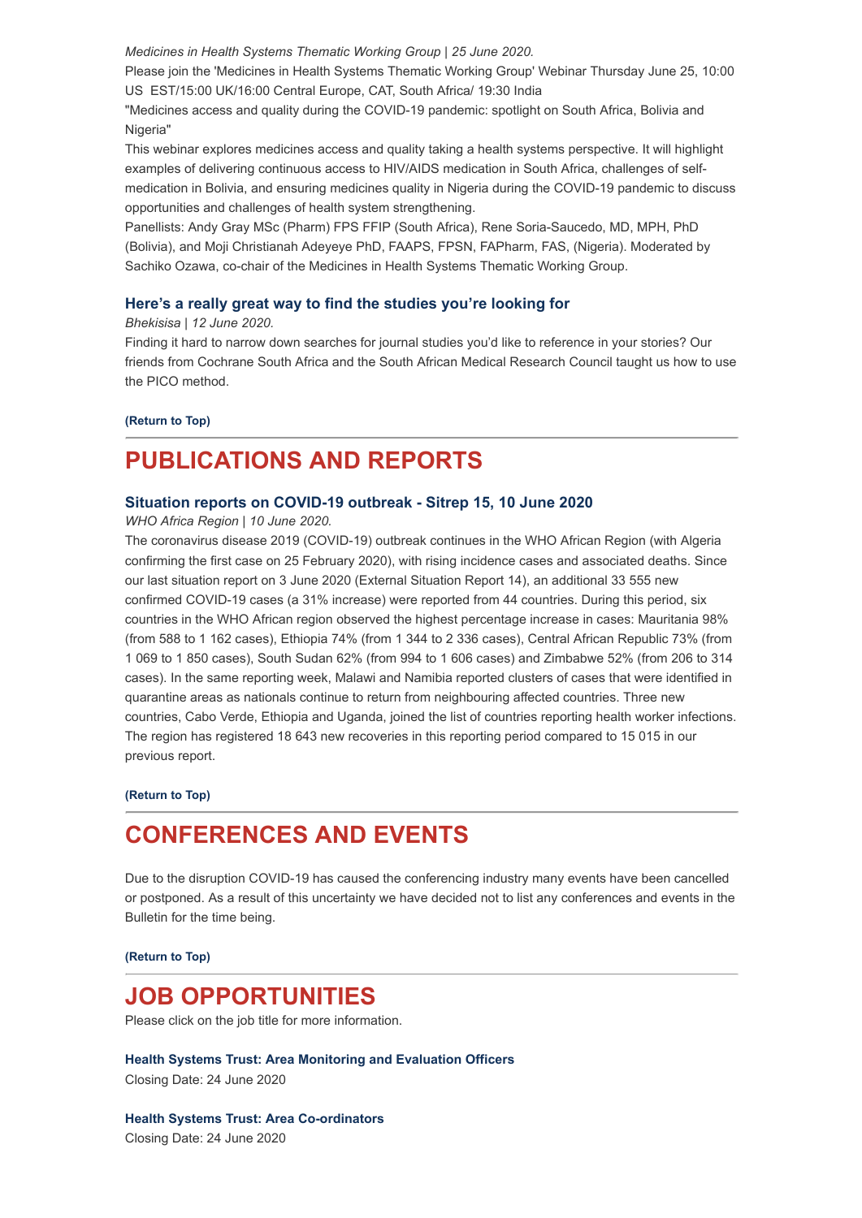*Medicines in Health Systems Thematic Working Group | 25 June 2020.*

Please join the 'Medicines in Health Systems Thematic Working Group' Webinar Thursday June 25, 10:00 US EST/15:00 UK/16:00 Central Europe, CAT, South Africa/ 19:30 India

"Medicines access and quality during the COVID-19 pandemic: spotlight on South Africa, Bolivia and Nigeria"

This webinar explores medicines access and quality taking a health systems perspective. It will highlight examples of delivering continuous access to HIV/AIDS medication in South Africa, challenges of self-medication in Bolivia, and ensuring medicines quality in Nigeria during the COVID-19 pandemic to discuss opportunities and challenges of health system strengthening.

Panellists: Andy Gray MSc (Pharm) FPS FFIP (South Africa), Rene Soria-Saucedo, MD, MPH, PhD (Bolivia), and Moji Christianah Adeyeye PhD, FAAPS, FPSN, FAPharm, FAS, (Nigeria). Moderated by Sachiko Ozawa, co-chair of the Medicines in Health Systems Thematic Working Group.

### Here's a really great way to find the studies you're looking for

*Bhekisisa | 12 June 2020.*

Finding it hard to narrow down searches for journal studies you'd like to reference in your stories? Our friends from Cochrane South Africa and the South African Medical Research Council taught us how to use the PICO method.

**(Return to Top)**

---

## PUBLICATIONS AND REPORTS

### Situation reports on COVID-19 outbreak - Sitrep 15, 10 June 2020

*WHO Africa Region | 10 June 2020.*

The coronavirus disease 2019 (COVID-19) outbreak continues in the WHO African Region (with Algeria confirming the first case on 25 February 2020), with rising incidence cases and associated deaths. Since our last situation report on 3 June 2020 (External Situation Report 14), an additional 33 555 new confirmed COVID-19 cases (a 31% increase) were reported from 44 countries. During this period, six countries in the WHO African region observed the highest percentage increase in cases: Mauritania 98% (from 588 to 1 162 cases), Ethiopia 74% (from 1 344 to 2 336 cases), Central African Republic 73% (from 1 069 to 1 850 cases), South Sudan 62% (from 994 to 1 606 cases) and Zimbabwe 52% (from 206 to 314 cases). In the same reporting week, Malawi and Namibia reported clusters of cases that were identified in quarantine areas as nationals continue to return from neighbouring affected countries. Three new countries, Cabo Verde, Ethiopia and Uganda, joined the list of countries reporting health worker infections. The region has registered 18 643 new recoveries in this reporting period compared to 15 015 in our previous report.

**(Return to Top)**

---

## CONFERENCES AND EVENTS

Due to the disruption COVID-19 has caused the conferencing industry many events have been cancelled or postponed. As a result of this uncertainty we have decided not to list any conferences and events in the Bulletin for the time being.

**(Return to Top)**

---

## JOB OPPORTUNITIES

Please click on the job title for more information.

**Health Systems Trust: Area Monitoring and Evaluation Officers**
Closing Date: 24 June 2020

**Health Systems Trust: Area Co-ordinators**
Closing Date: 24 June 2020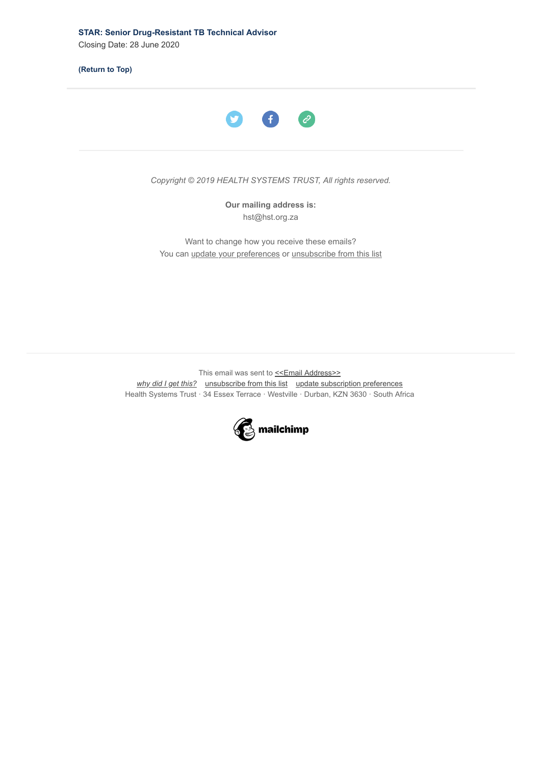**STAR: Senior Drug-Resistant TB Technical Advisor**
Closing Date: 28 June 2020

**(Return to Top)**

---

*Copyright © 2019 HEALTH SYSTEMS TRUST, All rights reserved.*

**Our mailing address is:**
hst@hst.org.za

Want to change how you receive these emails?
You can update your preferences or unsubscribe from this list

---

This email was sent to <<Email Address>>
*why did I get this?* unsubscribe from this list update subscription preferences
Health Systems Trust · 34 Essex Terrace · Westville · Durban, KZN 3630 · South Africa

mailchimp